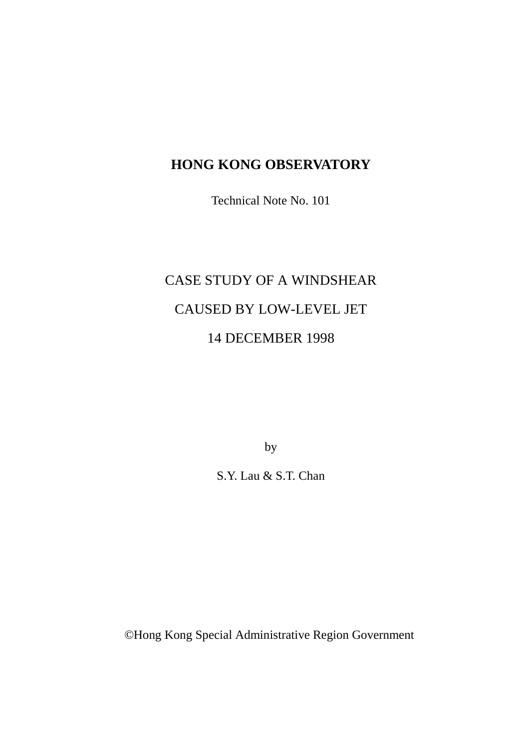# HONG KONG OBSERVATORY

Technical Note No. 101

## CASE STUDY OF A WINDSHEAR

## CAUSED BY LOW-LEVEL JET

## 14 DECEMBER 1998

by

S.Y. Lau & S.T. Chan

©Hong Kong Special Administrative Region Government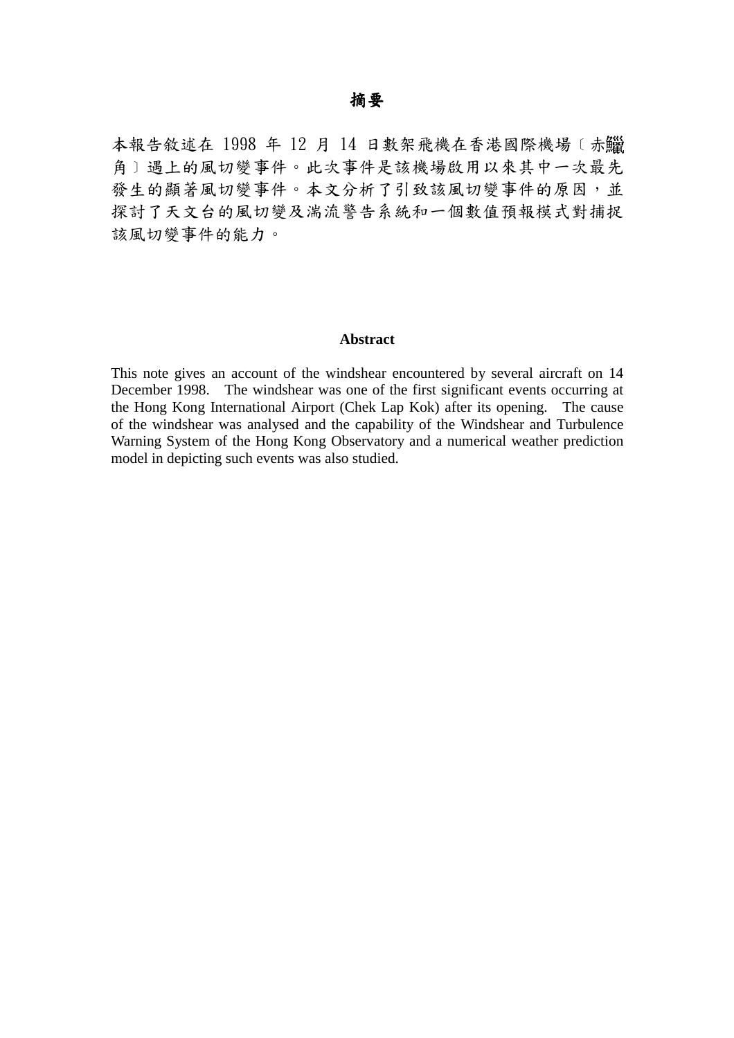# 摘要

本報告敘述在 1998 年 12 月 14 日數架飛機在香港國際機場〔赤鱲角〕遇上的風切變事件。此次事件是該機場啟用以來其中一次最先發生的顯著風切變事件。本文分析了引致該風切變事件的原因，並探討了天文台的風切變及湍流警告系統和一個數值預報模式對捕捉該風切變事件的能力。

# Abstract

This note gives an account of the windshear encountered by several aircraft on 14 December 1998. The windshear was one of the first significant events occurring at the Hong Kong International Airport (Chek Lap Kok) after its opening. The cause of the windshear was analysed and the capability of the Windshear and Turbulence Warning System of the Hong Kong Observatory and a numerical weather prediction model in depicting such events was also studied.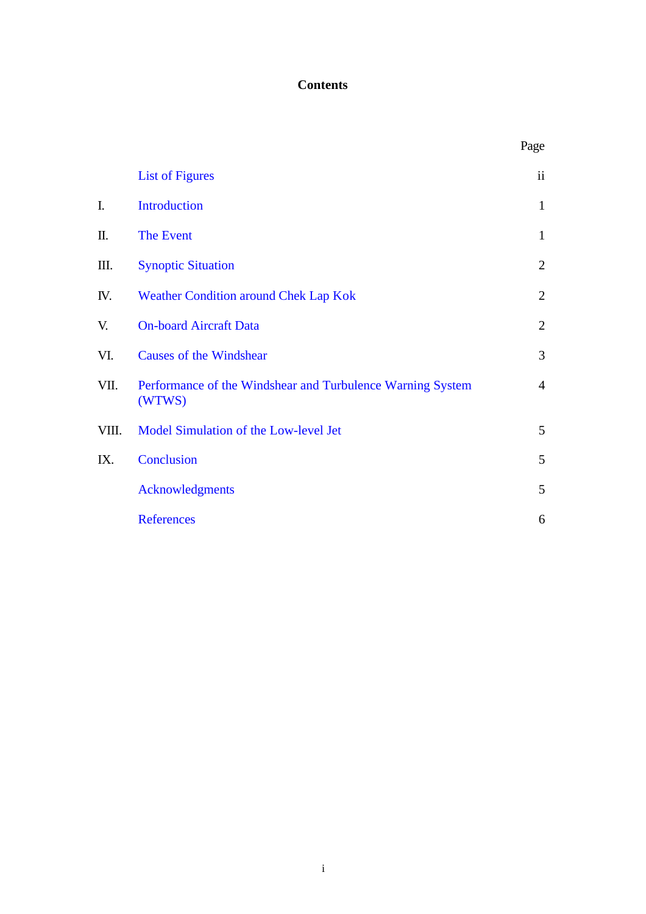# Contents

| | | Page |
|---|---|---|
| | List of Figures | ii |
| I. | Introduction | 1 |
| II. | The Event | 1 |
| III. | Synoptic Situation | 2 |
| IV. | Weather Condition around Chek Lap Kok | 2 |
| V. | On-board Aircraft Data | 2 |
| VI. | Causes of the Windshear | 3 |
| VII. | Performance of the Windshear and Turbulence Warning System (WTWS) | 4 |
| VIII. | Model Simulation of the Low-level Jet | 5 |
| IX. | Conclusion | 5 |
| | Acknowledgments | 5 |
| | References | 6 |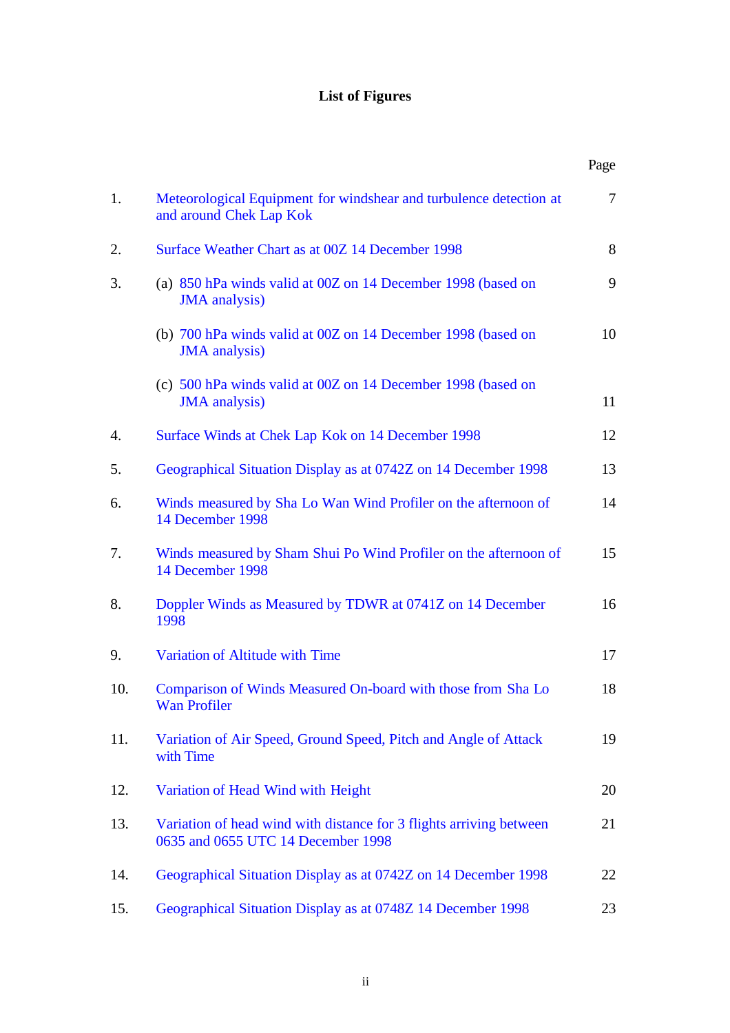# List of Figures

| | | Page |
|---|---|---|
| 1. | Meteorological Equipment for windshear and turbulence detection at and around Chek Lap Kok | 7 |
| 2. | Surface Weather Chart as at 00Z 14 December 1998 | 8 |
| 3. | (a) 850 hPa winds valid at 00Z on 14 December 1998 (based on JMA analysis) | 9 |
| | (b) 700 hPa winds valid at 00Z on 14 December 1998 (based on JMA analysis) | 10 |
| | (c) 500 hPa winds valid at 00Z on 14 December 1998 (based on JMA analysis) | 11 |
| 4. | Surface Winds at Chek Lap Kok on 14 December 1998 | 12 |
| 5. | Geographical Situation Display as at 0742Z on 14 December 1998 | 13 |
| 6. | Winds measured by Sha Lo Wan Wind Profiler on the afternoon of 14 December 1998 | 14 |
| 7. | Winds measured by Sham Shui Po Wind Profiler on the afternoon of 14 December 1998 | 15 |
| 8. | Doppler Winds as Measured by TDWR at 0741Z on 14 December 1998 | 16 |
| 9. | Variation of Altitude with Time | 17 |
| 10. | Comparison of Winds Measured On-board with those from Sha Lo Wan Profiler | 18 |
| 11. | Variation of Air Speed, Ground Speed, Pitch and Angle of Attack with Time | 19 |
| 12. | Variation of Head Wind with Height | 20 |
| 13. | Variation of head wind with distance for 3 flights arriving between 0635 and 0655 UTC 14 December 1998 | 21 |
| 14. | Geographical Situation Display as at 0742Z on 14 December 1998 | 22 |
| 15. | Geographical Situation Display as at 0748Z 14 December 1998 | 23 |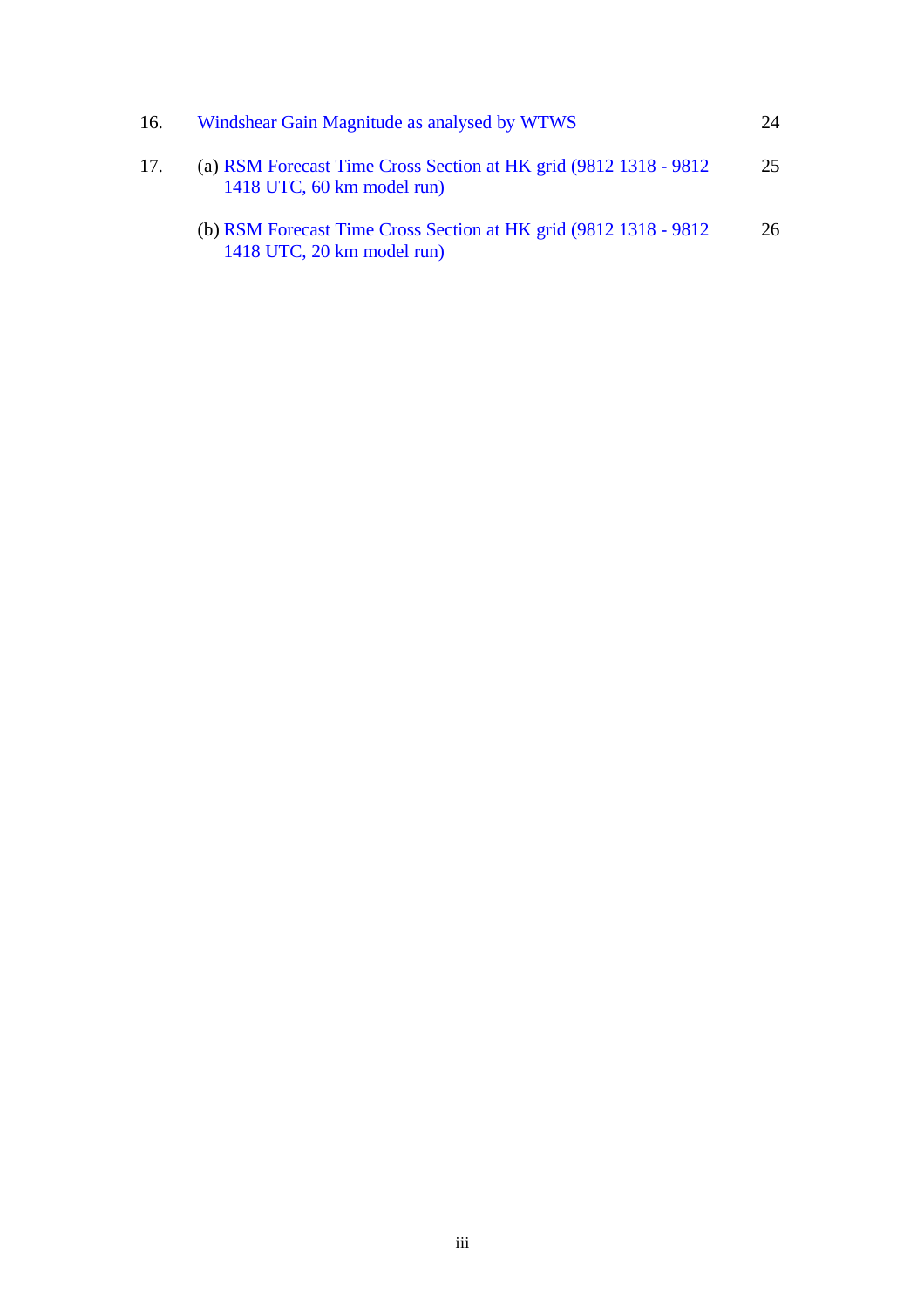| | | |
|---|---|---|
| 16. | Windshear Gain Magnitude as analysed by WTWS | 24 |
| 17. | (a) RSM Forecast Time Cross Section at HK grid (9812 1318 - 9812 1418 UTC, 60 km model run) | 25 |
| | (b) RSM Forecast Time Cross Section at HK grid (9812 1318 - 9812 1418 UTC, 20 km model run) | 26 |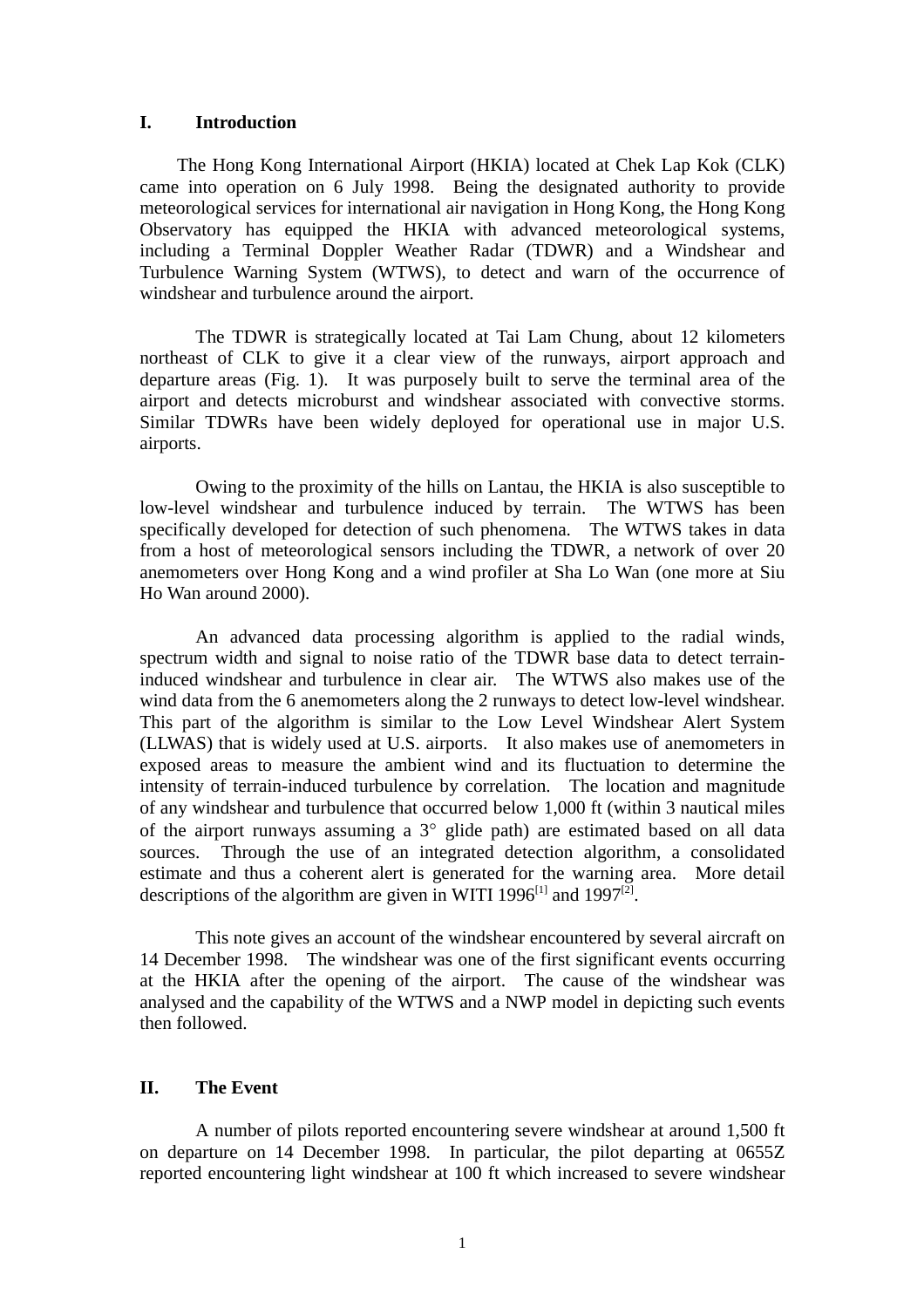## I. Introduction

The Hong Kong International Airport (HKIA) located at Chek Lap Kok (CLK) came into operation on 6 July 1998. Being the designated authority to provide meteorological services for international air navigation in Hong Kong, the Hong Kong Observatory has equipped the HKIA with advanced meteorological systems, including a Terminal Doppler Weather Radar (TDWR) and a Windshear and Turbulence Warning System (WTWS), to detect and warn of the occurrence of windshear and turbulence around the airport.

The TDWR is strategically located at Tai Lam Chung, about 12 kilometers northeast of CLK to give it a clear view of the runways, airport approach and departure areas (Fig. 1). It was purposely built to serve the terminal area of the airport and detects microburst and windshear associated with convective storms. Similar TDWRs have been widely deployed for operational use in major U.S. airports.

Owing to the proximity of the hills on Lantau, the HKIA is also susceptible to low-level windshear and turbulence induced by terrain. The WTWS has been specifically developed for detection of such phenomena. The WTWS takes in data from a host of meteorological sensors including the TDWR, a network of over 20 anemometers over Hong Kong and a wind profiler at Sha Lo Wan (one more at Siu Ho Wan around 2000).

An advanced data processing algorithm is applied to the radial winds, spectrum width and signal to noise ratio of the TDWR base data to detect terrain-induced windshear and turbulence in clear air. The WTWS also makes use of the wind data from the 6 anemometers along the 2 runways to detect low-level windshear. This part of the algorithm is similar to the Low Level Windshear Alert System (LLWAS) that is widely used at U.S. airports. It also makes use of anemometers in exposed areas to measure the ambient wind and its fluctuation to determine the intensity of terrain-induced turbulence by correlation. The location and magnitude of any windshear and turbulence that occurred below 1,000 ft (within 3 nautical miles of the airport runways assuming a 3° glide path) are estimated based on all data sources. Through the use of an integrated detection algorithm, a consolidated estimate and thus a coherent alert is generated for the warning area. More detail descriptions of the algorithm are given in WITI 1996[1] and 1997[2].

This note gives an account of the windshear encountered by several aircraft on 14 December 1998. The windshear was one of the first significant events occurring at the HKIA after the opening of the airport. The cause of the windshear was analysed and the capability of the WTWS and a NWP model in depicting such events then followed.

## II. The Event

A number of pilots reported encountering severe windshear at around 1,500 ft on departure on 14 December 1998. In particular, the pilot departing at 0655Z reported encountering light windshear at 100 ft which increased to severe windshear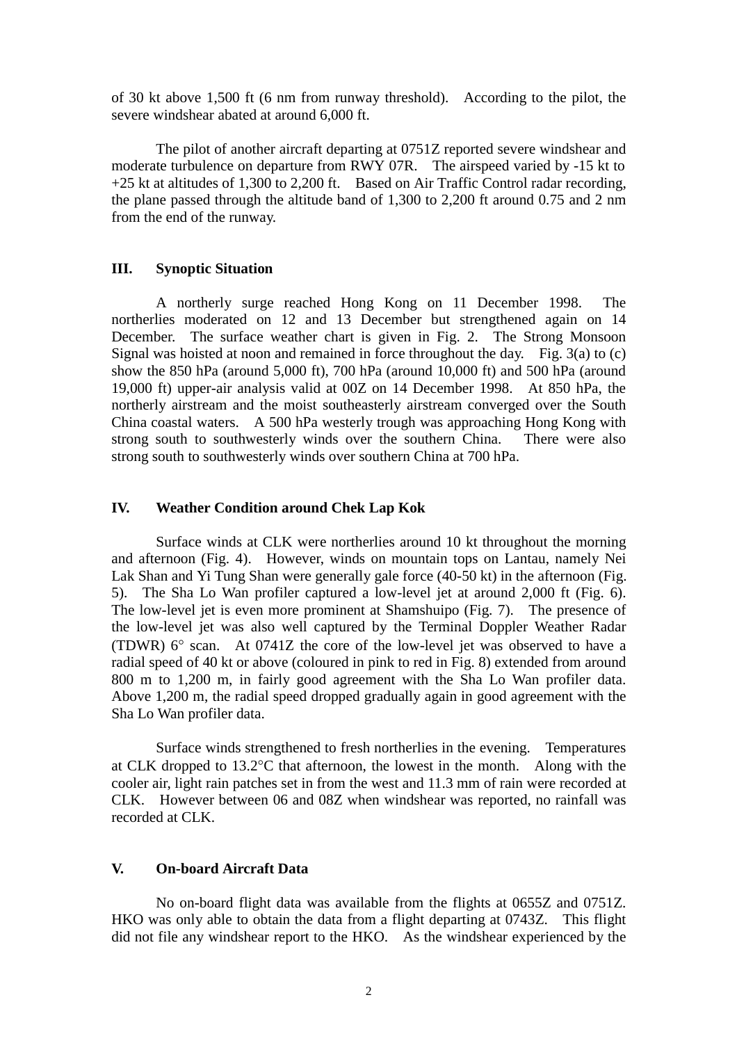of 30 kt above 1,500 ft (6 nm from runway threshold). According to the pilot, the severe windshear abated at around 6,000 ft.

The pilot of another aircraft departing at 0751Z reported severe windshear and moderate turbulence on departure from RWY 07R. The airspeed varied by -15 kt to +25 kt at altitudes of 1,300 to 2,200 ft. Based on Air Traffic Control radar recording, the plane passed through the altitude band of 1,300 to 2,200 ft around 0.75 and 2 nm from the end of the runway.

## III. Synoptic Situation

A northerly surge reached Hong Kong on 11 December 1998. The northerlies moderated on 12 and 13 December but strengthened again on 14 December. The surface weather chart is given in Fig. 2. The Strong Monsoon Signal was hoisted at noon and remained in force throughout the day. Fig. 3(a) to (c) show the 850 hPa (around 5,000 ft), 700 hPa (around 10,000 ft) and 500 hPa (around 19,000 ft) upper-air analysis valid at 00Z on 14 December 1998. At 850 hPa, the northerly airstream and the moist southeasterly airstream converged over the South China coastal waters. A 500 hPa westerly trough was approaching Hong Kong with strong south to southwesterly winds over the southern China. There were also strong south to southwesterly winds over southern China at 700 hPa.

## IV. Weather Condition around Chek Lap Kok

Surface winds at CLK were northerlies around 10 kt throughout the morning and afternoon (Fig. 4). However, winds on mountain tops on Lantau, namely Nei Lak Shan and Yi Tung Shan were generally gale force (40-50 kt) in the afternoon (Fig. 5). The Sha Lo Wan profiler captured a low-level jet at around 2,000 ft (Fig. 6). The low-level jet is even more prominent at Shamshuipo (Fig. 7). The presence of the low-level jet was also well captured by the Terminal Doppler Weather Radar (TDWR) 6° scan. At 0741Z the core of the low-level jet was observed to have a radial speed of 40 kt or above (coloured in pink to red in Fig. 8) extended from around 800 m to 1,200 m, in fairly good agreement with the Sha Lo Wan profiler data. Above 1,200 m, the radial speed dropped gradually again in good agreement with the Sha Lo Wan profiler data.

Surface winds strengthened to fresh northerlies in the evening. Temperatures at CLK dropped to 13.2°C that afternoon, the lowest in the month. Along with the cooler air, light rain patches set in from the west and 11.3 mm of rain were recorded at CLK. However between 06 and 08Z when windshear was reported, no rainfall was recorded at CLK.

## V. On-board Aircraft Data

No on-board flight data was available from the flights at 0655Z and 0751Z. HKO was only able to obtain the data from a flight departing at 0743Z. This flight did not file any windshear report to the HKO. As the windshear experienced by the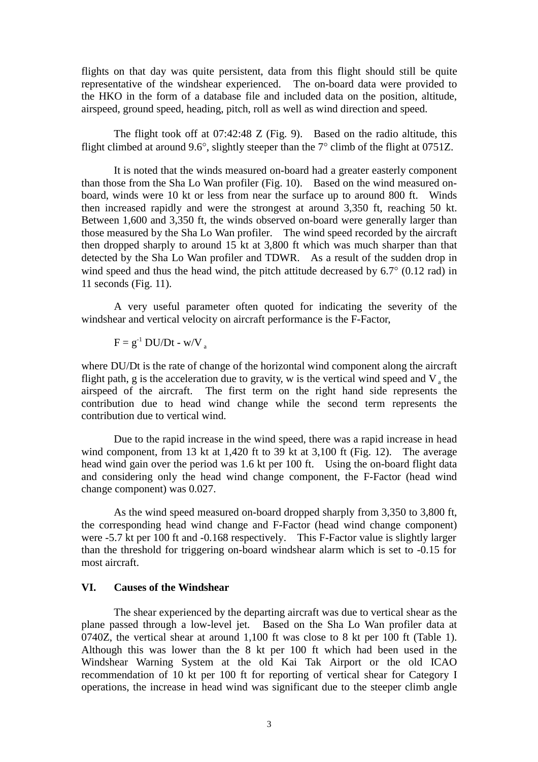flights on that day was quite persistent, data from this flight should still be quite representative of the windshear experienced. The on-board data were provided to the HKO in the form of a database file and included data on the position, altitude, airspeed, ground speed, heading, pitch, roll as well as wind direction and speed.

The flight took off at 07:42:48 Z (Fig. 9). Based on the radio altitude, this flight climbed at around 9.6°, slightly steeper than the 7° climb of the flight at 0751Z.

It is noted that the winds measured on-board had a greater easterly component than those from the Sha Lo Wan profiler (Fig. 10). Based on the wind measured on-board, winds were 10 kt or less from near the surface up to around 800 ft. Winds then increased rapidly and were the strongest at around 3,350 ft, reaching 50 kt. Between 1,600 and 3,350 ft, the winds observed on-board were generally larger than those measured by the Sha Lo Wan profiler. The wind speed recorded by the aircraft then dropped sharply to around 15 kt at 3,800 ft which was much sharper than that detected by the Sha Lo Wan profiler and TDWR. As a result of the sudden drop in wind speed and thus the head wind, the pitch attitude decreased by 6.7° (0.12 rad) in 11 seconds (Fig. 11).

A very useful parameter often quoted for indicating the severity of the windshear and vertical velocity on aircraft performance is the F-Factor,

$$F = g^{-1}\, DU/Dt - w/V_a$$

where $DU/Dt$ is the rate of change of the horizontal wind component along the aircraft flight path, $g$ is the acceleration due to gravity, $w$ is the vertical wind speed and $V_a$ the airspeed of the aircraft. The first term on the right hand side represents the contribution due to head wind change while the second term represents the contribution due to vertical wind.

Due to the rapid increase in the wind speed, there was a rapid increase in head wind component, from 13 kt at 1,420 ft to 39 kt at 3,100 ft (Fig. 12). The average head wind gain over the period was 1.6 kt per 100 ft. Using the on-board flight data and considering only the head wind change component, the F-Factor (head wind change component) was 0.027.

As the wind speed measured on-board dropped sharply from 3,350 to 3,800 ft, the corresponding head wind change and F-Factor (head wind change component) were -5.7 kt per 100 ft and -0.168 respectively. This F-Factor value is slightly larger than the threshold for triggering on-board windshear alarm which is set to -0.15 for most aircraft.

## VI. Causes of the Windshear

The shear experienced by the departing aircraft was due to vertical shear as the plane passed through a low-level jet. Based on the Sha Lo Wan profiler data at 0740Z, the vertical shear at around 1,100 ft was close to 8 kt per 100 ft (Table 1). Although this was lower than the 8 kt per 100 ft which had been used in the Windshear Warning System at the old Kai Tak Airport or the old ICAO recommendation of 10 kt per 100 ft for reporting of vertical shear for Category I operations, the increase in head wind was significant due to the steeper climb angle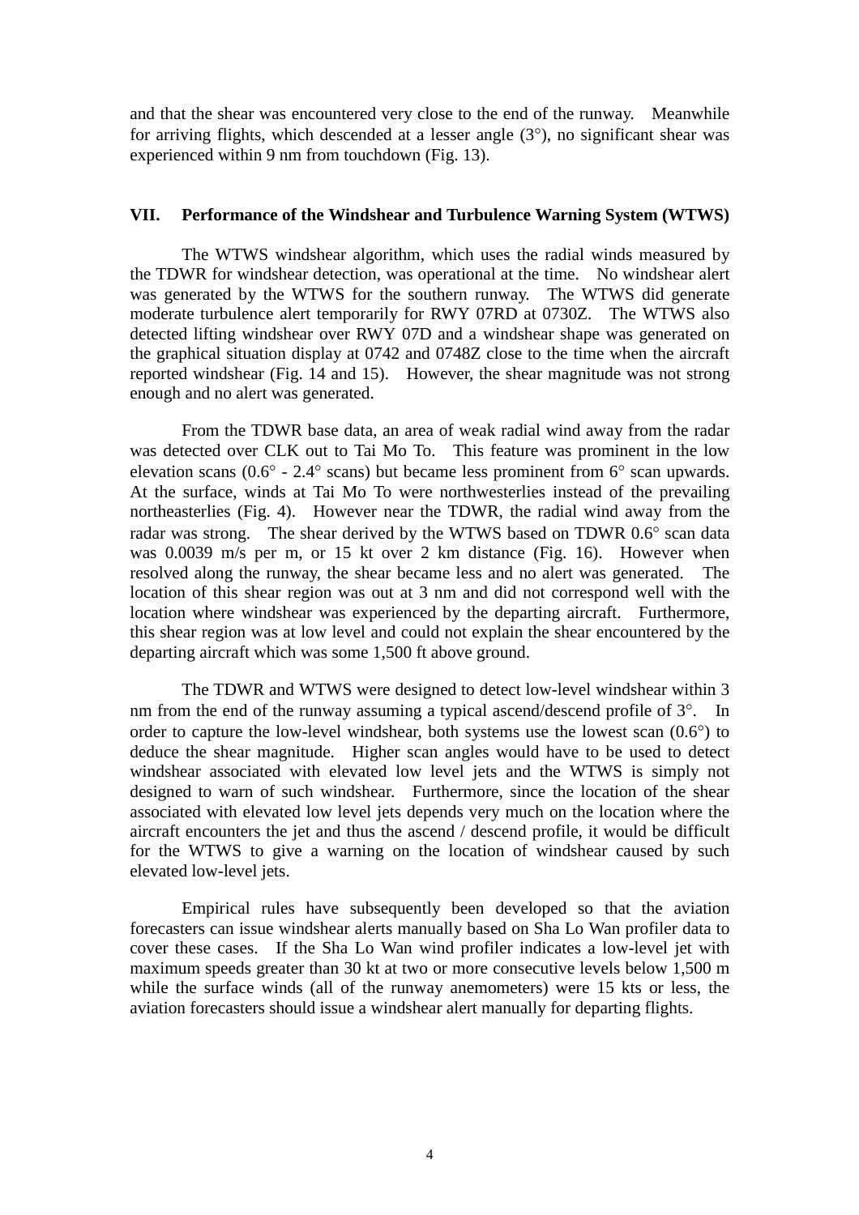and that the shear was encountered very close to the end of the runway. Meanwhile for arriving flights, which descended at a lesser angle (3°), no significant shear was experienced within 9 nm from touchdown (Fig. 13).

## VII. Performance of the Windshear and Turbulence Warning System (WTWS)

The WTWS windshear algorithm, which uses the radial winds measured by the TDWR for windshear detection, was operational at the time. No windshear alert was generated by the WTWS for the southern runway. The WTWS did generate moderate turbulence alert temporarily for RWY 07RD at 0730Z. The WTWS also detected lifting windshear over RWY 07D and a windshear shape was generated on the graphical situation display at 0742 and 0748Z close to the time when the aircraft reported windshear (Fig. 14 and 15). However, the shear magnitude was not strong enough and no alert was generated.

From the TDWR base data, an area of weak radial wind away from the radar was detected over CLK out to Tai Mo To. This feature was prominent in the low elevation scans (0.6° - 2.4° scans) but became less prominent from 6° scan upwards. At the surface, winds at Tai Mo To were northwesterlies instead of the prevailing northeasterlies (Fig. 4). However near the TDWR, the radial wind away from the radar was strong. The shear derived by the WTWS based on TDWR 0.6° scan data was 0.0039 m/s per m, or 15 kt over 2 km distance (Fig. 16). However when resolved along the runway, the shear became less and no alert was generated. The location of this shear region was out at 3 nm and did not correspond well with the location where windshear was experienced by the departing aircraft. Furthermore, this shear region was at low level and could not explain the shear encountered by the departing aircraft which was some 1,500 ft above ground.

The TDWR and WTWS were designed to detect low-level windshear within 3 nm from the end of the runway assuming a typical ascend/descend profile of 3°. In order to capture the low-level windshear, both systems use the lowest scan (0.6°) to deduce the shear magnitude. Higher scan angles would have to be used to detect windshear associated with elevated low level jets and the WTWS is simply not designed to warn of such windshear. Furthermore, since the location of the shear associated with elevated low level jets depends very much on the location where the aircraft encounters the jet and thus the ascend / descend profile, it would be difficult for the WTWS to give a warning on the location of windshear caused by such elevated low-level jets.

Empirical rules have subsequently been developed so that the aviation forecasters can issue windshear alerts manually based on Sha Lo Wan profiler data to cover these cases. If the Sha Lo Wan wind profiler indicates a low-level jet with maximum speeds greater than 30 kt at two or more consecutive levels below 1,500 m while the surface winds (all of the runway anemometers) were 15 kts or less, the aviation forecasters should issue a windshear alert manually for departing flights.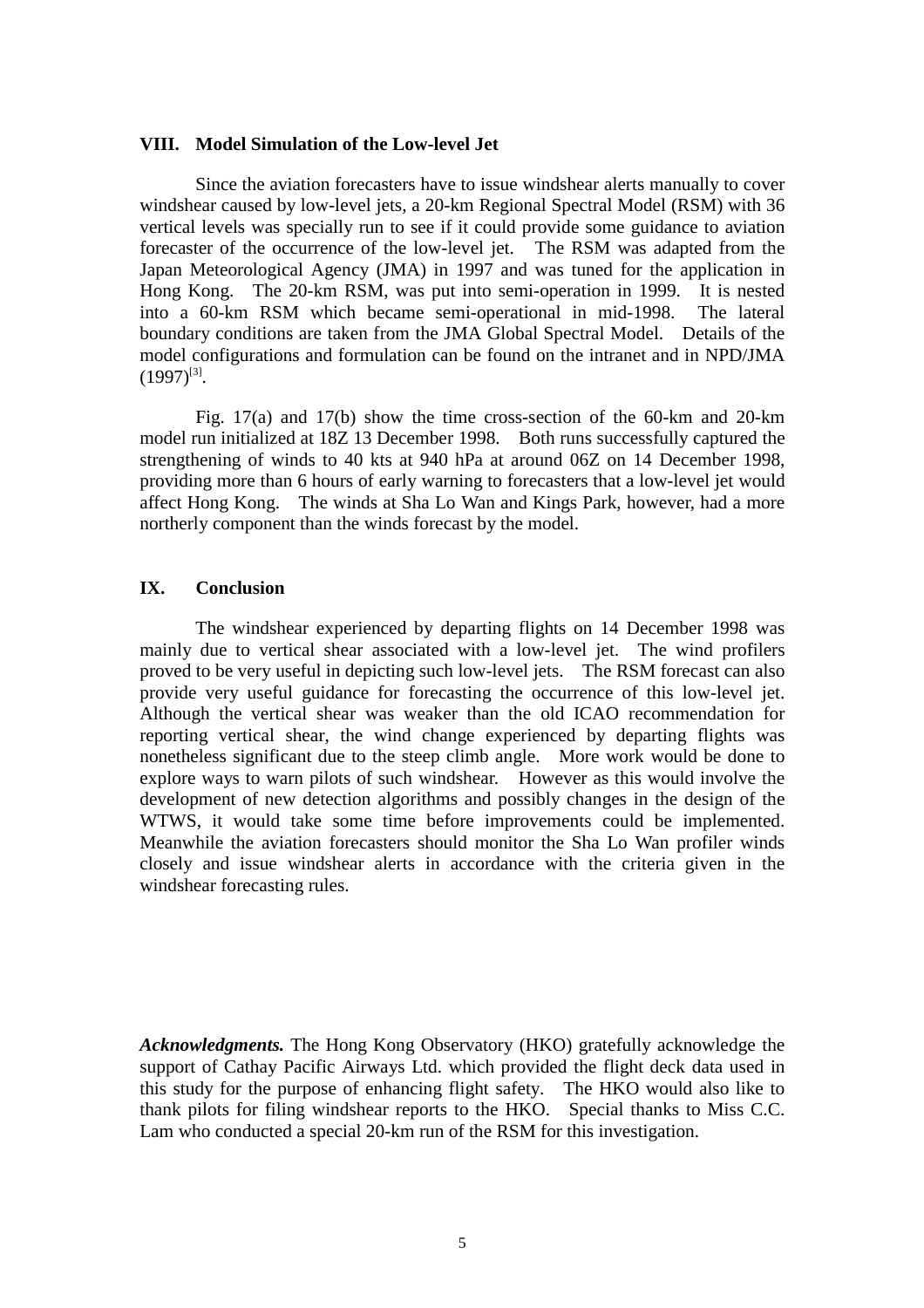## VIII. Model Simulation of the Low-level Jet

Since the aviation forecasters have to issue windshear alerts manually to cover windshear caused by low-level jets, a 20-km Regional Spectral Model (RSM) with 36 vertical levels was specially run to see if it could provide some guidance to aviation forecaster of the occurrence of the low-level jet. The RSM was adapted from the Japan Meteorological Agency (JMA) in 1997 and was tuned for the application in Hong Kong. The 20-km RSM, was put into semi-operation in 1999. It is nested into a 60-km RSM which became semi-operational in mid-1998. The lateral boundary conditions are taken from the JMA Global Spectral Model. Details of the model configurations and formulation can be found on the intranet and in NPD/JMA (1997)[3].

Fig. 17(a) and 17(b) show the time cross-section of the 60-km and 20-km model run initialized at 18Z 13 December 1998. Both runs successfully captured the strengthening of winds to 40 kts at 940 hPa at around 06Z on 14 December 1998, providing more than 6 hours of early warning to forecasters that a low-level jet would affect Hong Kong. The winds at Sha Lo Wan and Kings Park, however, had a more northerly component than the winds forecast by the model.

## IX. Conclusion

The windshear experienced by departing flights on 14 December 1998 was mainly due to vertical shear associated with a low-level jet. The wind profilers proved to be very useful in depicting such low-level jets. The RSM forecast can also provide very useful guidance for forecasting the occurrence of this low-level jet. Although the vertical shear was weaker than the old ICAO recommendation for reporting vertical shear, the wind change experienced by departing flights was nonetheless significant due to the steep climb angle. More work would be done to explore ways to warn pilots of such windshear. However as this would involve the development of new detection algorithms and possibly changes in the design of the WTWS, it would take some time before improvements could be implemented. Meanwhile the aviation forecasters should monitor the Sha Lo Wan profiler winds closely and issue windshear alerts in accordance with the criteria given in the windshear forecasting rules.

***Acknowledgments.*** The Hong Kong Observatory (HKO) gratefully acknowledge the support of Cathay Pacific Airways Ltd. which provided the flight deck data used in this study for the purpose of enhancing flight safety. The HKO would also like to thank pilots for filing windshear reports to the HKO. Special thanks to Miss C.C. Lam who conducted a special 20-km run of the RSM for this investigation.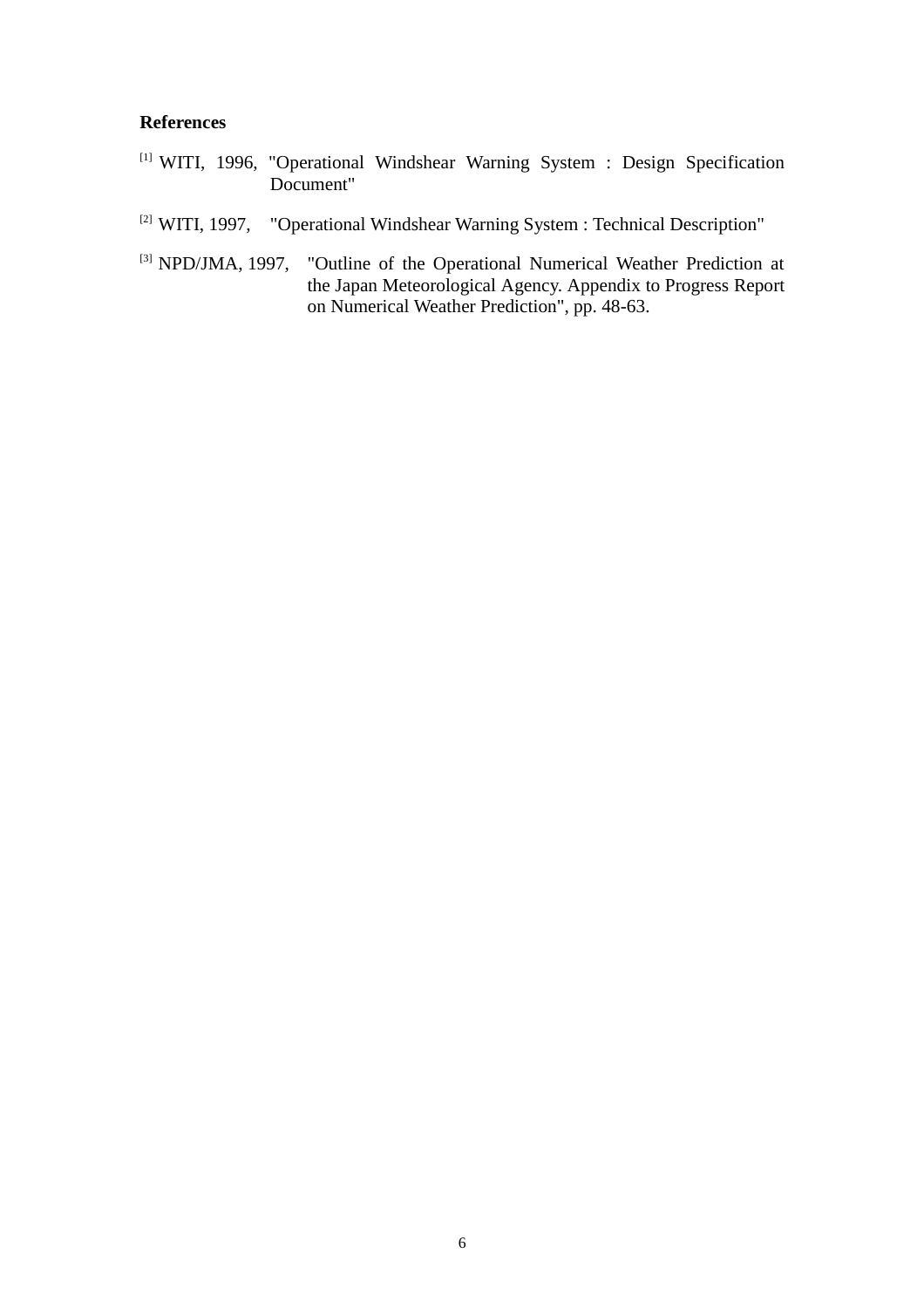**References**

[1] WITI, 1996, "Operational Windshear Warning System : Design Specification Document"

[2] WITI, 1997, "Operational Windshear Warning System : Technical Description"

[3] NPD/JMA, 1997, "Outline of the Operational Numerical Weather Prediction at the Japan Meteorological Agency. Appendix to Progress Report on Numerical Weather Prediction", pp. 48-63.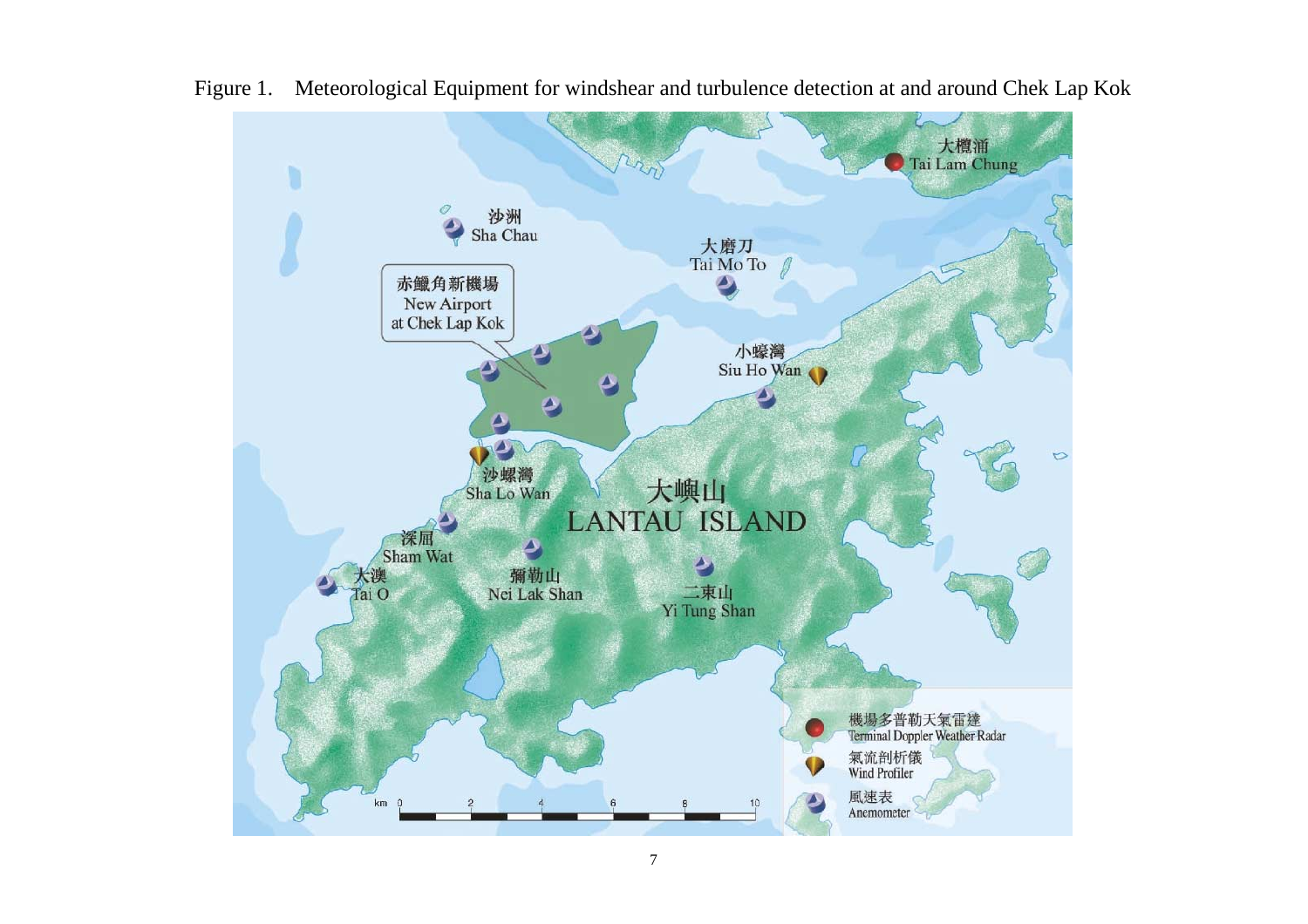Figure 1. Meteorological Equipment for windshear and turbulence detection at and around Chek Lap Kok

大欖涌 Tai Lam Chung

沙洲 Sha Chau

大磨刀 Tai Mo To

赤鱲角新機場 New Airport at Chek Lap Kok

小蠔灣 Siu Ho Wan

沙螺灣 Sha Lo Wan

大嶼山 LANTAU ISLAND

深屈 Sham Wat

大澳 Tai O

彌勒山 Nei Lak Shan

二東山 Yi Tung Shan

機場多普勒天氣雷達 Terminal Doppler Weather Radar

氣流剖析儀 Wind Profiler

風速表 Anemometer

km 0 2 4 6 8 10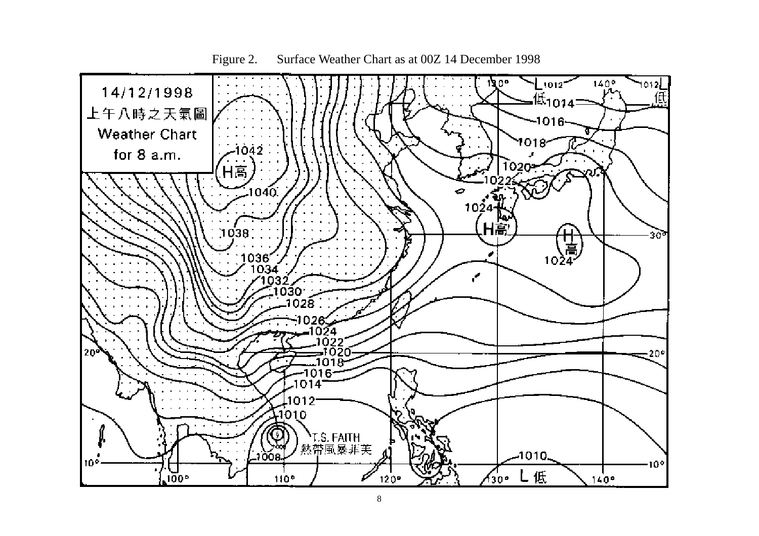Figure 2. Surface Weather Chart as at 00Z 14 December 1998

14/12/1998

上午八時之天氣圖

Weather Chart

for 8 a.m.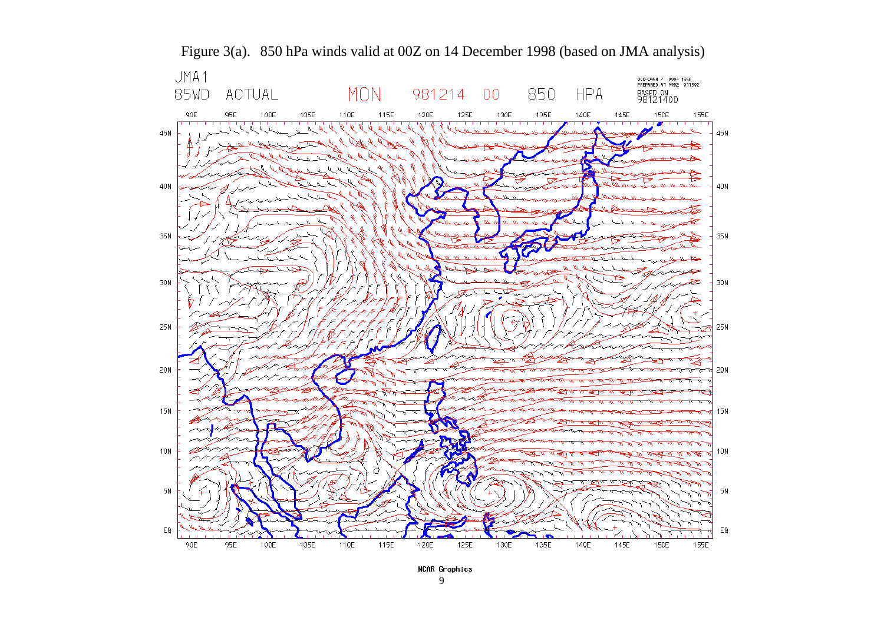Figure 3(a). 850 hPa winds valid at 00Z on 14 December 1998 (based on JMA analysis)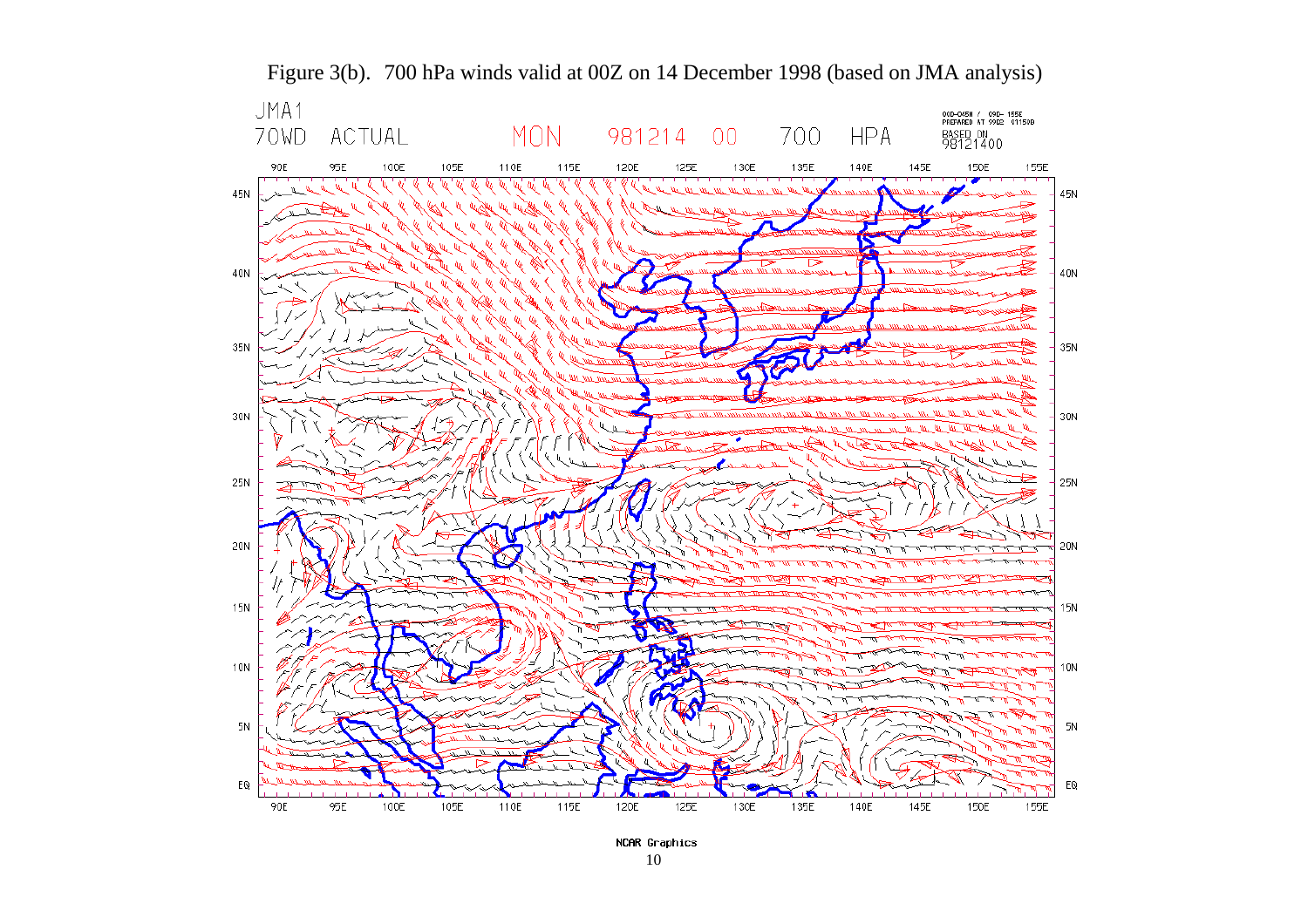Figure 3(b). 700 hPa winds valid at 00Z on 14 December 1998 (based on JMA analysis)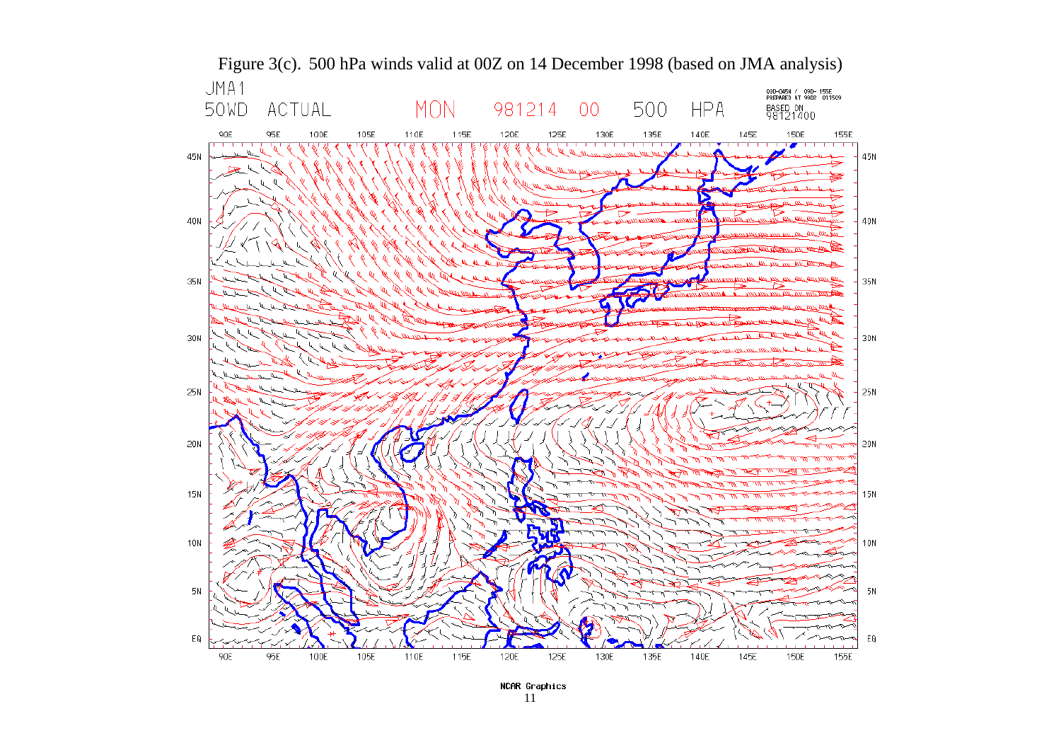Figure 3(c). 500 hPa winds valid at 00Z on 14 December 1998 (based on JMA analysis)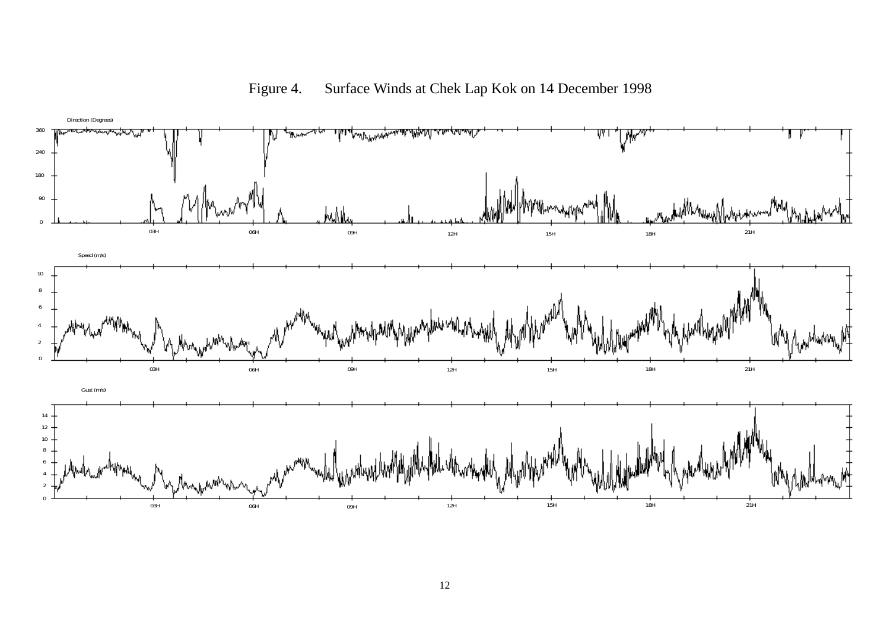Figure 4. Surface Winds at Chek Lap Kok on 14 December 1998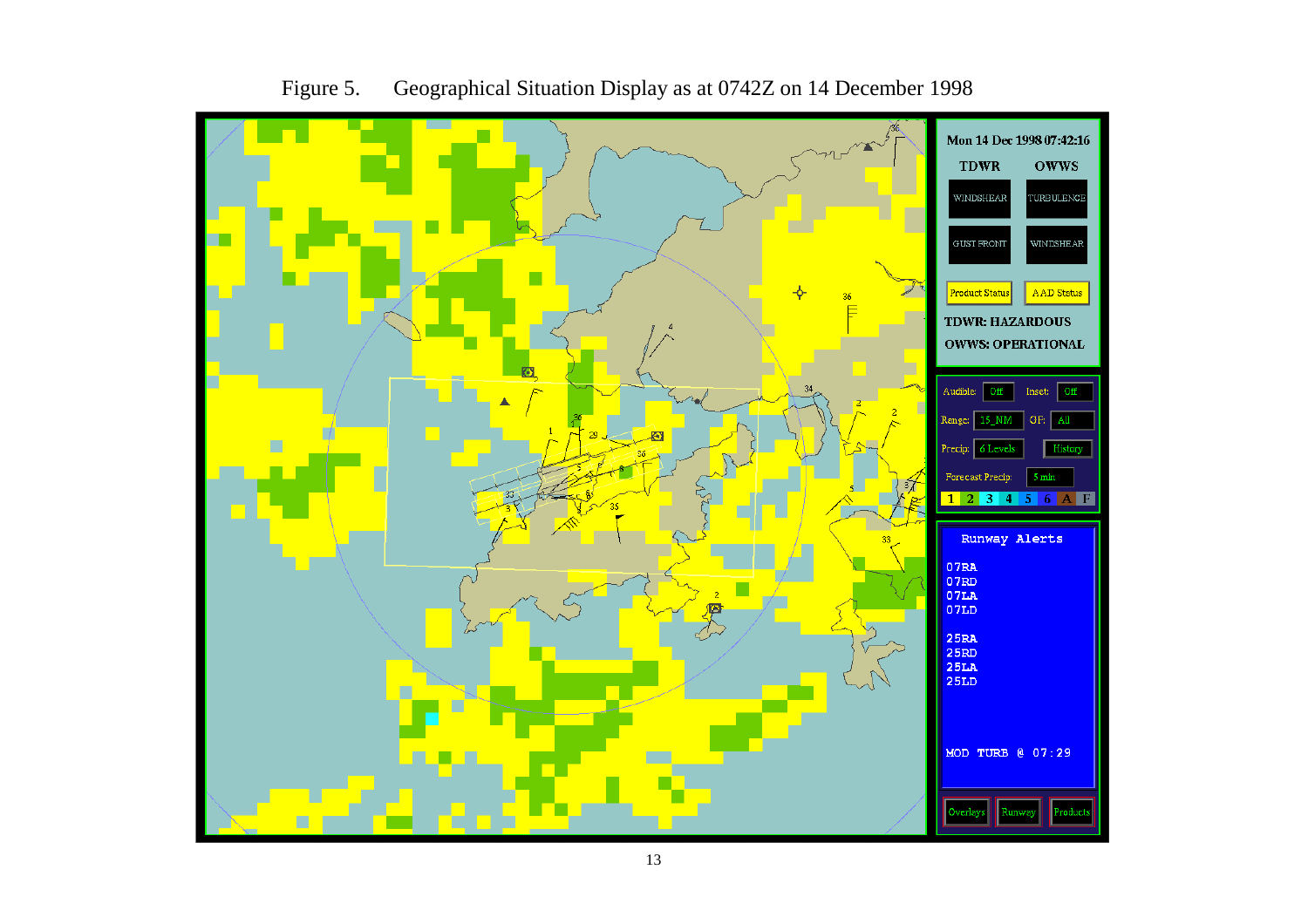Figure 5. Geographical Situation Display as at 0742Z on 14 December 1998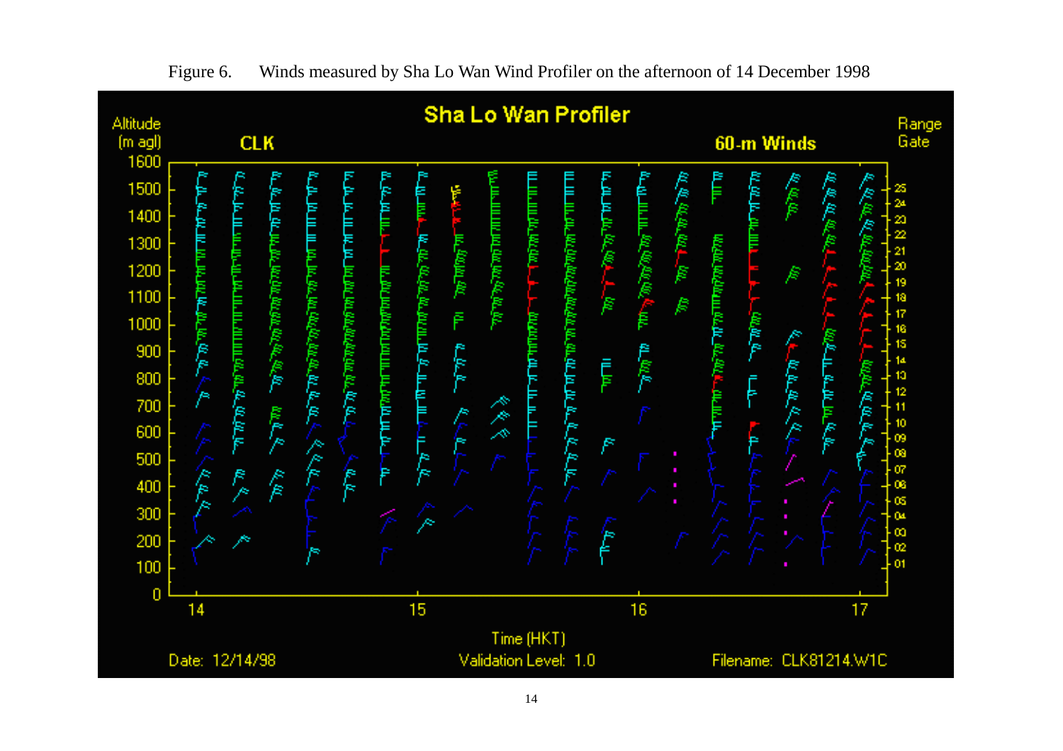Figure 6. Winds measured by Sha Lo Wan Wind Profiler on the afternoon of 14 December 1998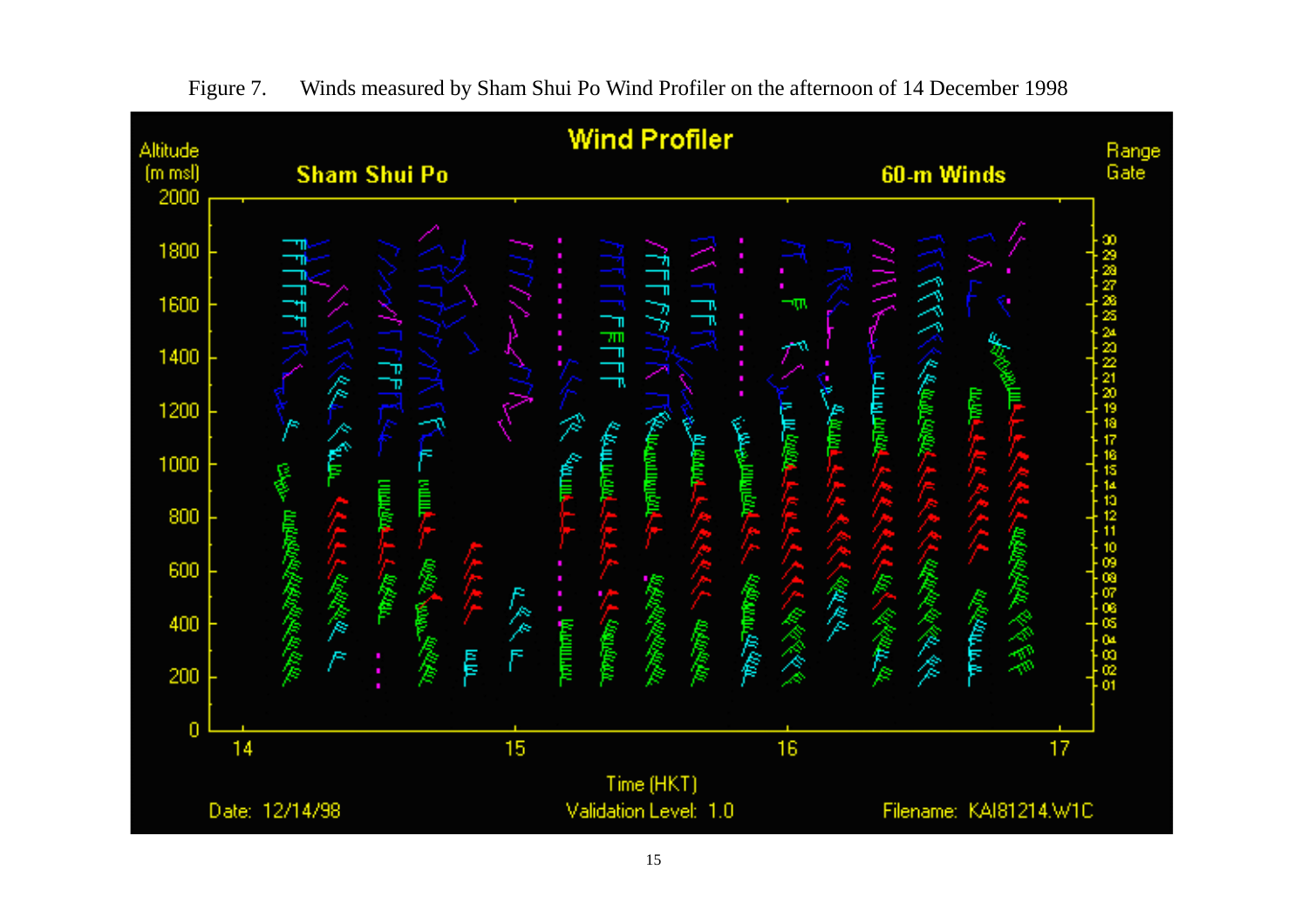Figure 7.    Winds measured by Sham Shui Po Wind Profiler on the afternoon of 14 December 1998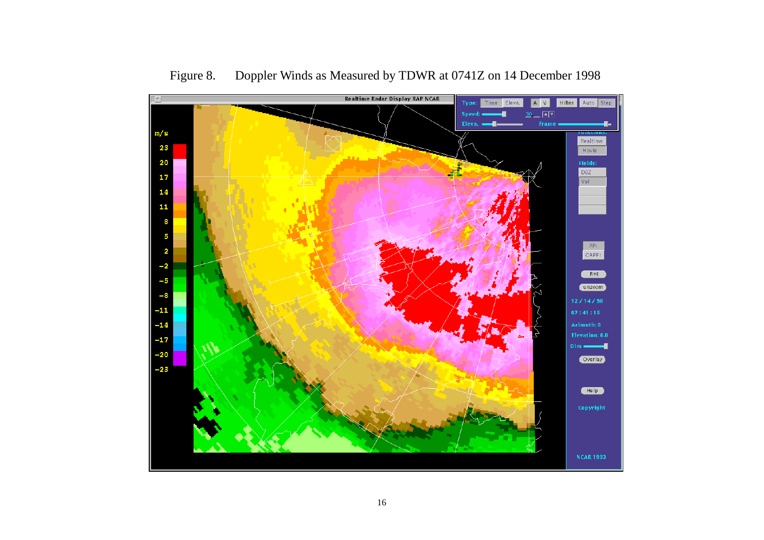Figure 8. Doppler Winds as Measured by TDWR at 0741Z on 14 December 1998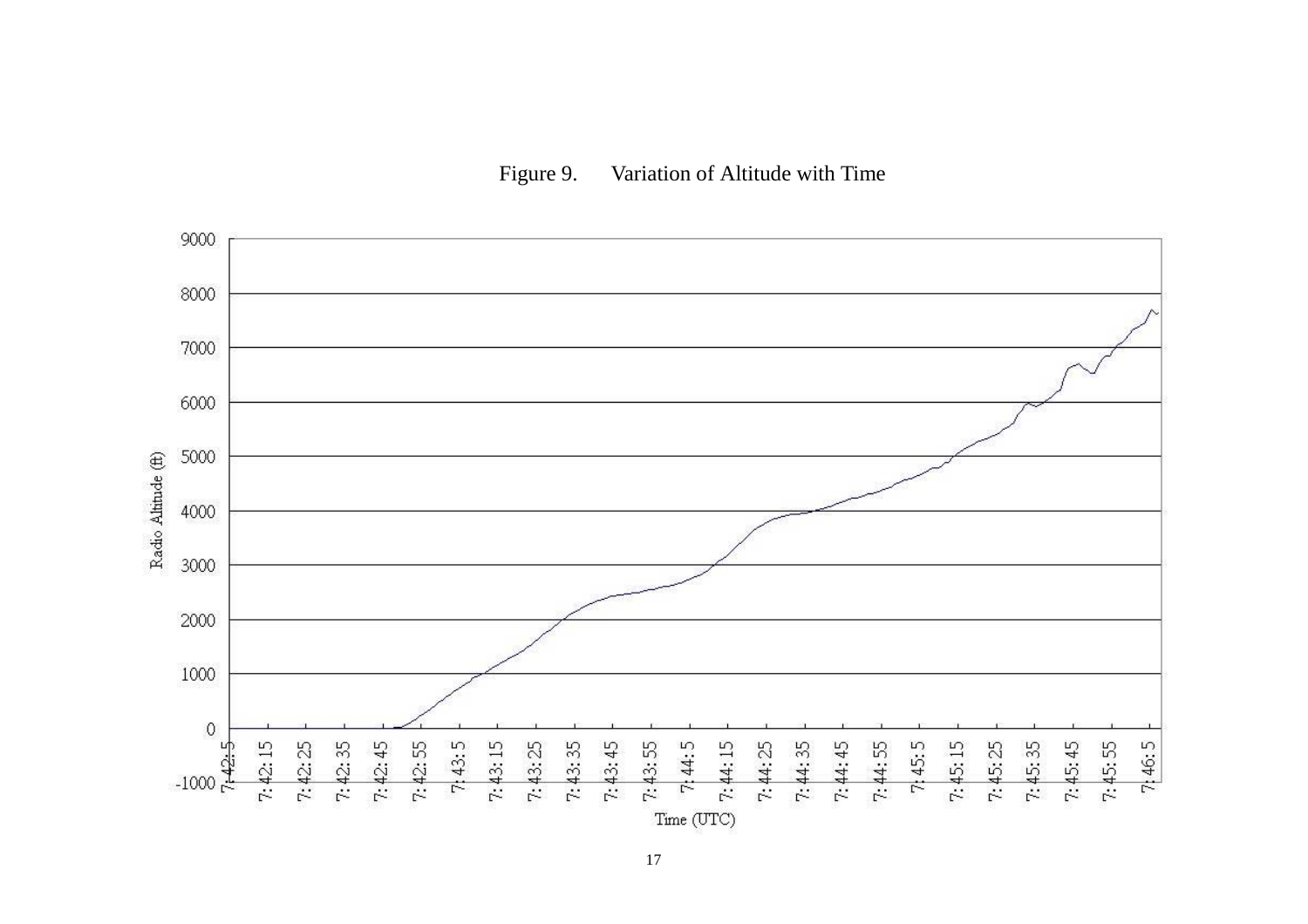Figure 9. Variation of Altitude with Time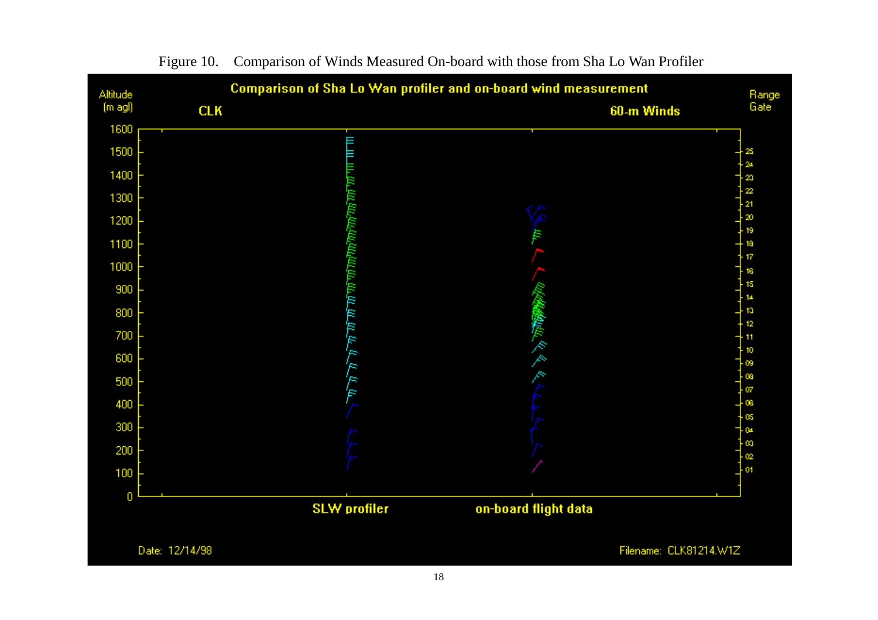Figure 10. Comparison of Winds Measured On-board with those from Sha Lo Wan Profiler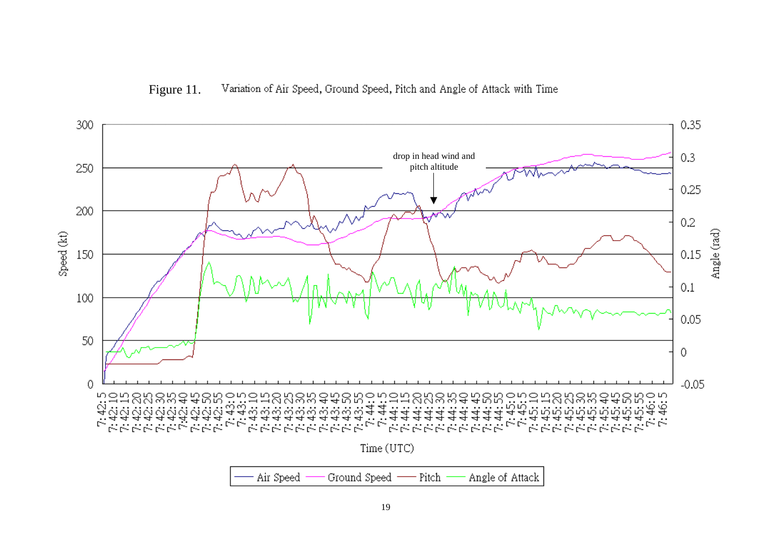Figure 11. Variation of Air Speed, Ground Speed, Pitch and Angle of Attack with Time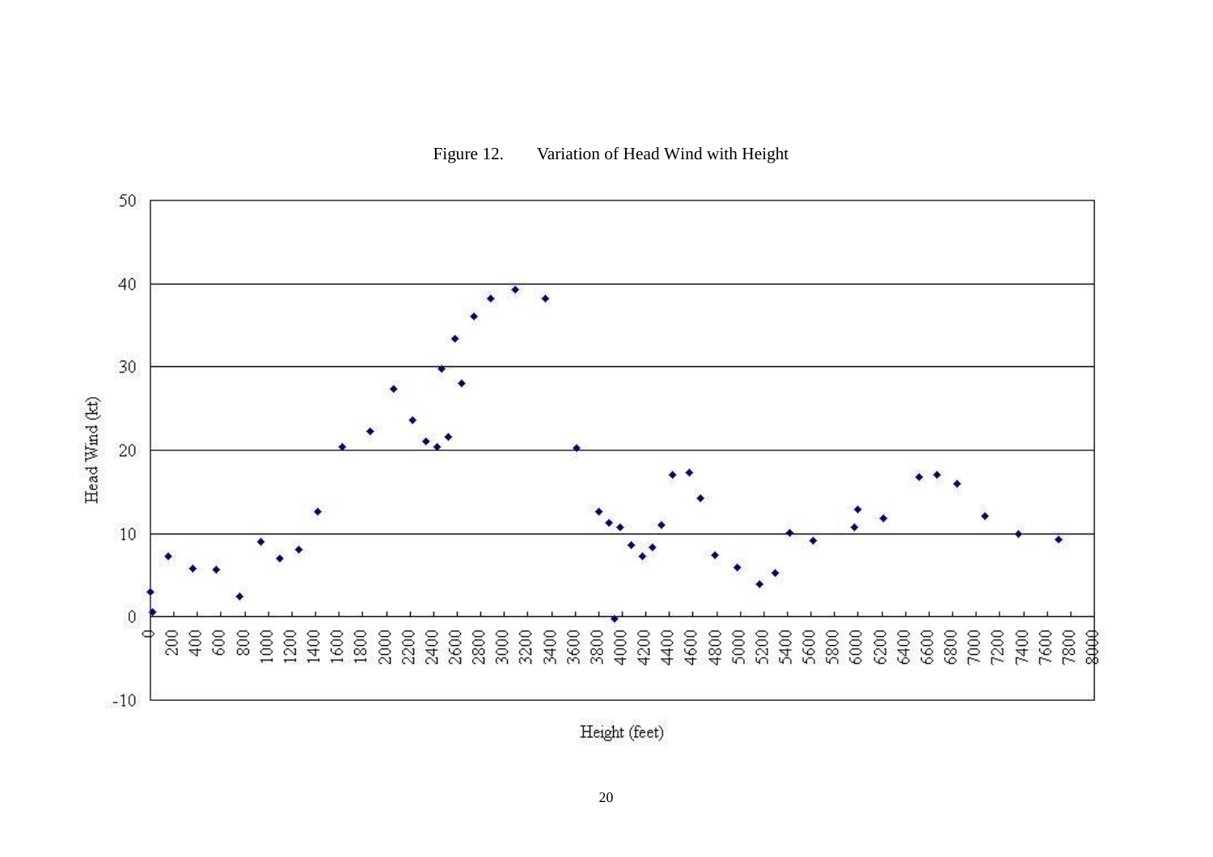Figure 12. Variation of Head Wind with Height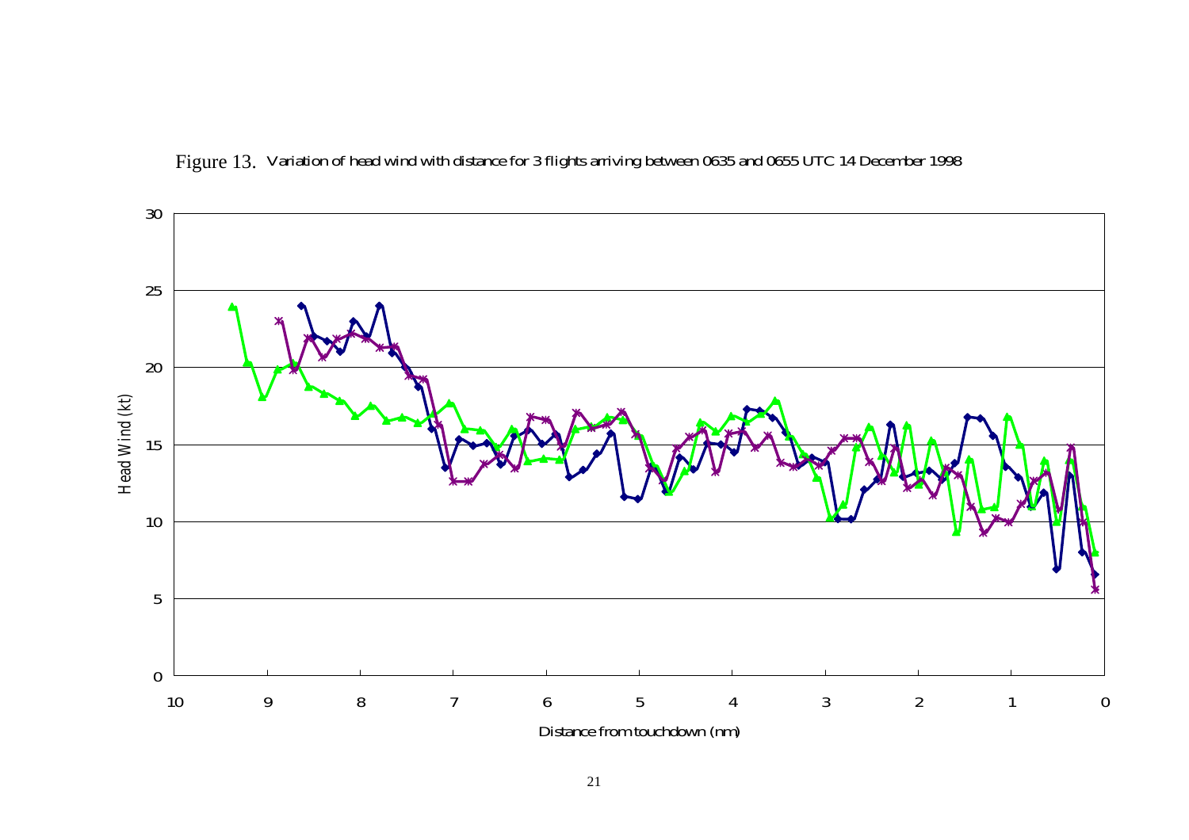Figure 13. Variation of head wind with distance for 3 flights arriving between 0635 and 0655 UTC 14 December 1998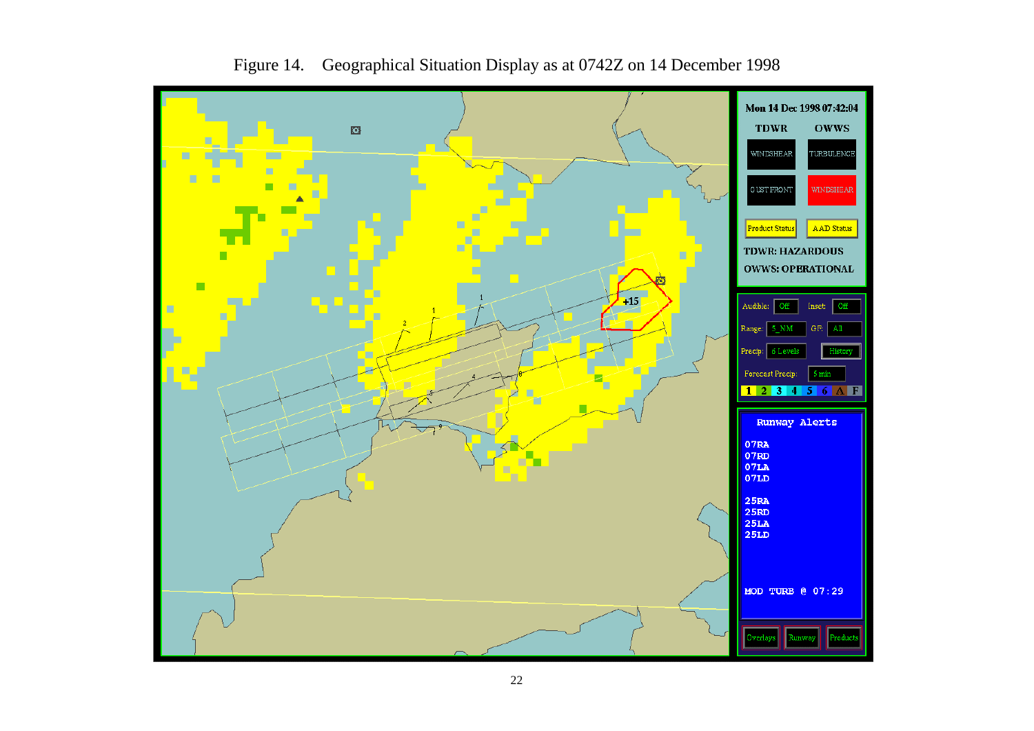Figure 14.   Geographical Situation Display as at 0742Z on 14 December 1998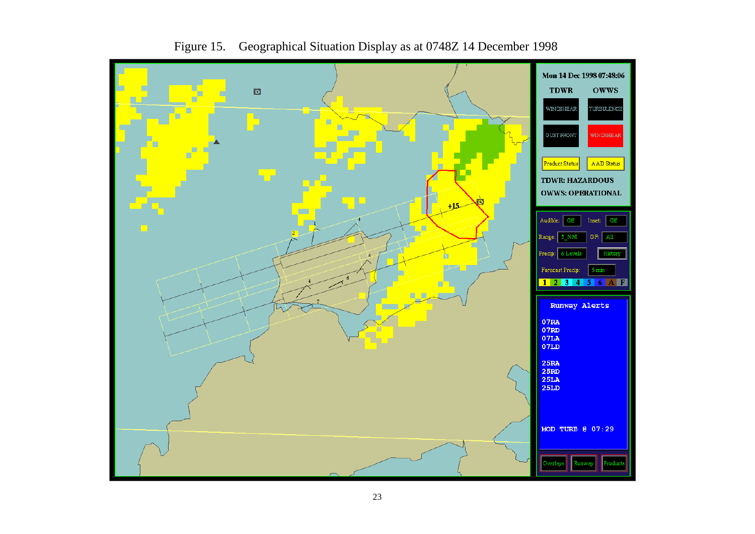Figure 15. Geographical Situation Display as at 0748Z 14 December 1998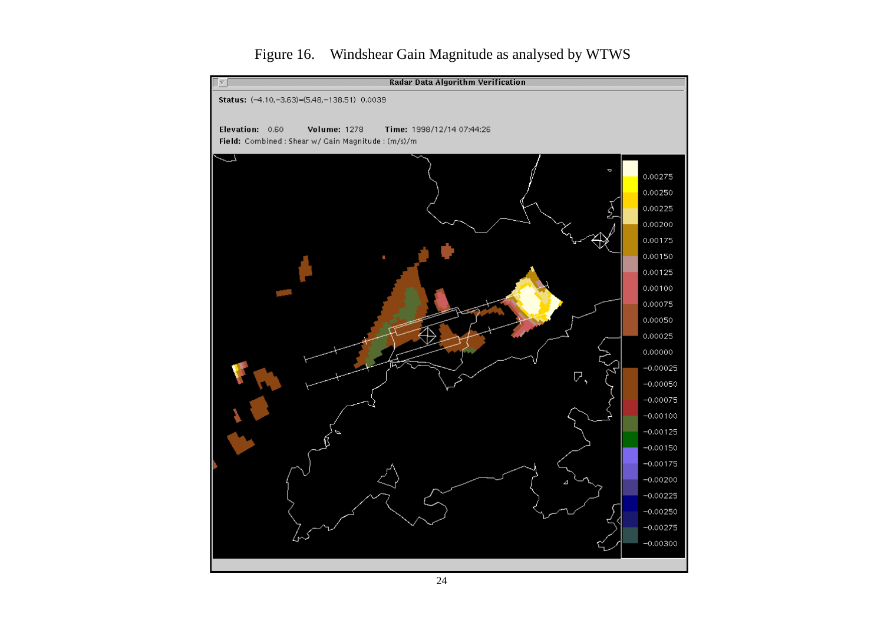Figure 16. Windshear Gain Magnitude as analysed by WTWS

Radar Data Algorithm Verification

**Status:** (−4.10,−3.63)=(5.48,−138.51) 0.0039

**Elevation:** 0.60 **Volume:** 1278 **Time:** 1998/12/14 07:44:26

**Field:** Combined : Shear w/ Gain Magnitude : (m/s)/m

0.00275
0.00250
0.00225
0.00200
0.00175
0.00150
0.00125
0.00100
0.00075
0.00050
0.00025
0.00000
−0.00025
−0.00050
−0.00075
−0.00100
−0.00125
−0.00150
−0.00175
−0.00200
−0.00225
−0.00250
−0.00275
−0.00300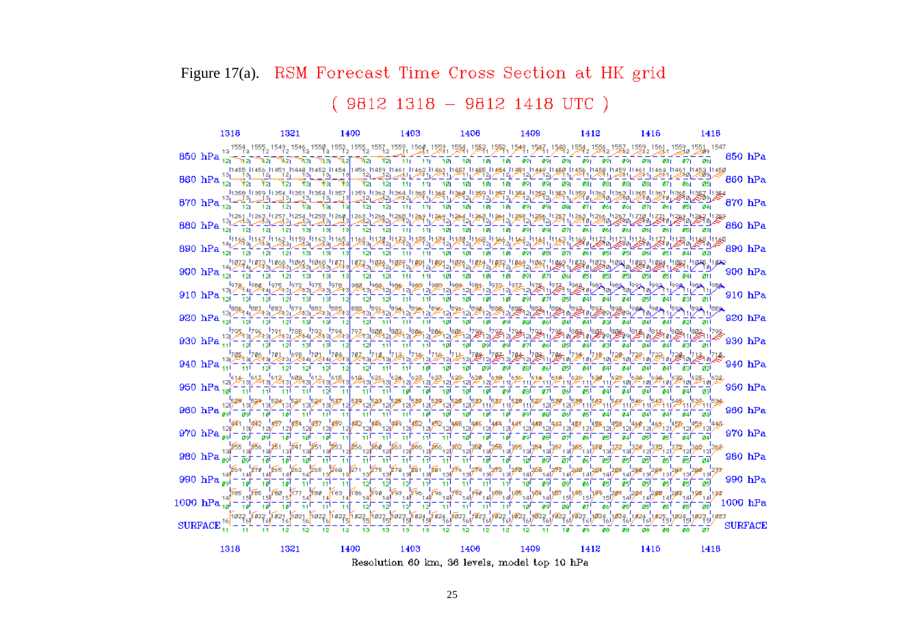Figure 17(a). RSM Forecast Time Cross Section at HK grid

( 9812 1318 – 9812 1418 UTC )

Resolution 60 km, 36 levels, model top 10 hPa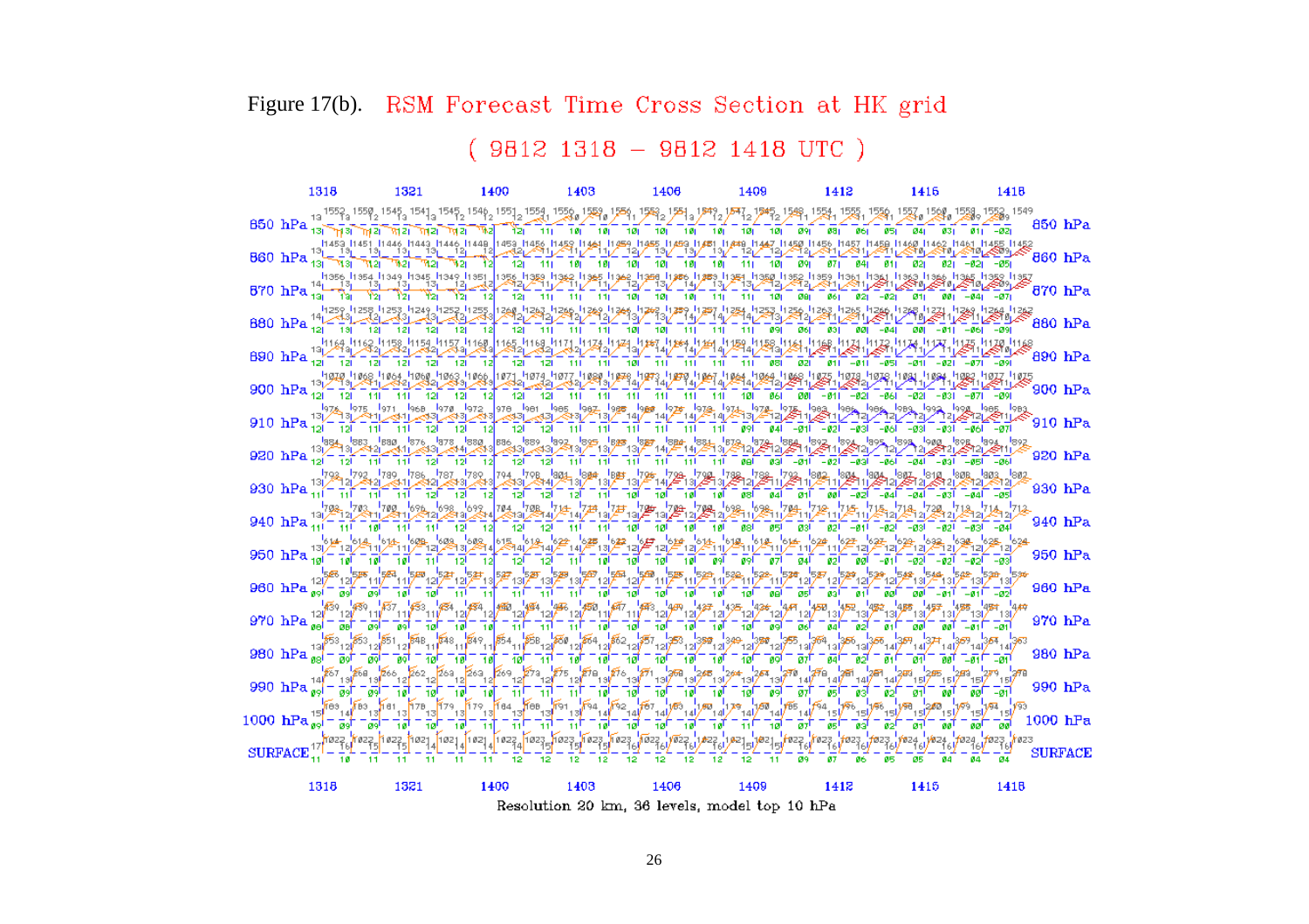Figure 17(b). RSM Forecast Time Cross Section at HK grid

( 9812 1318 – 9812 1418 UTC )

1318 1321 1400 1403 1406 1409 1412 1415 1418

850 hPa
860 hPa
870 hPa
880 hPa
890 hPa
900 hPa
910 hPa
920 hPa
930 hPa
940 hPa
950 hPa
960 hPa
970 hPa
980 hPa
990 hPa
1000 hPa
SURFACE

1318 1321 1400 1403 1406 1409 1412 1415 1418

Resolution 20 km, 36 levels, model top 10 hPa